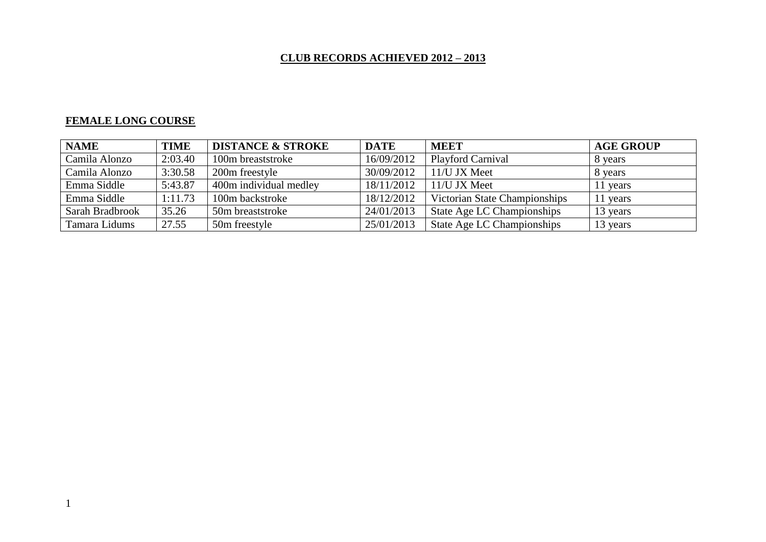# CLUB RECORDS ACHIEVED 2012 – 2013

## FEMALE LONG COURSE

| NAME | TIME | DISTANCE & STROKE | DATE | MEET | AGE GROUP |
|---|---|---|---|---|---|
| Camila Alonzo | 2:03.40 | 100m breaststroke | 16/09/2012 | Playford Carnival | 8 years |
| Camila Alonzo | 3:30.58 | 200m freestyle | 30/09/2012 | 11/U JX Meet | 8 years |
| Emma Siddle | 5:43.87 | 400m individual medley | 18/11/2012 | 11/U JX Meet | 11 years |
| Emma Siddle | 1:11.73 | 100m backstroke | 18/12/2012 | Victorian State Championships | 11 years |
| Sarah Bradbrook | 35.26 | 50m breaststroke | 24/01/2013 | State Age LC Championships | 13 years |
| Tamara Lidums | 27.55 | 50m freestyle | 25/01/2013 | State Age LC Championships | 13 years |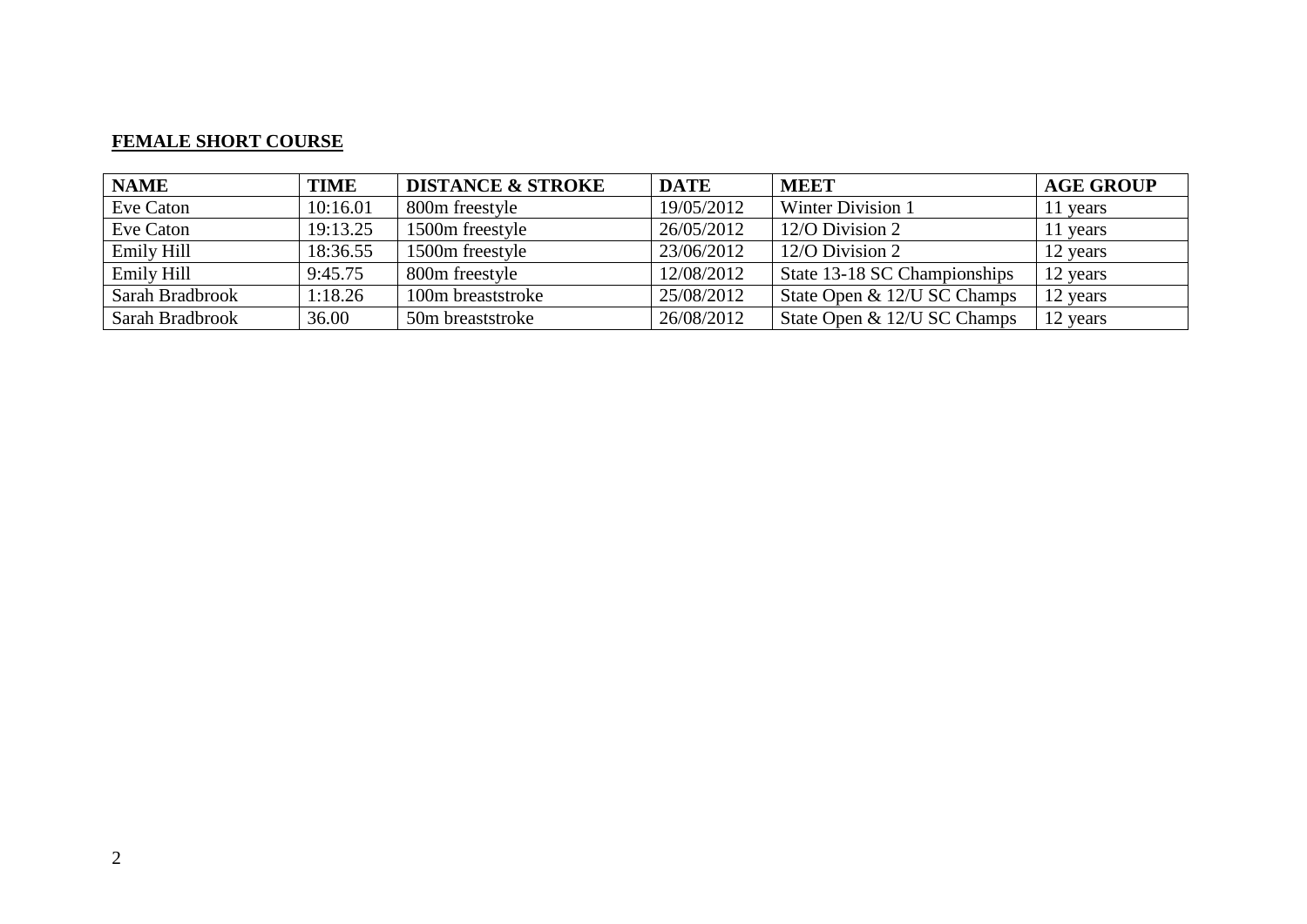**FEMALE SHORT COURSE**

| NAME | TIME | DISTANCE & STROKE | DATE | MEET | AGE GROUP |
| --- | --- | --- | --- | --- | --- |
| Eve Caton | 10:16.01 | 800m freestyle | 19/05/2012 | Winter Division 1 | 11 years |
| Eve Caton | 19:13.25 | 1500m freestyle | 26/05/2012 | 12/O Division 2 | 11 years |
| Emily Hill | 18:36.55 | 1500m freestyle | 23/06/2012 | 12/O Division 2 | 12 years |
| Emily Hill | 9:45.75 | 800m freestyle | 12/08/2012 | State 13-18 SC Championships | 12 years |
| Sarah Bradbrook | 1:18.26 | 100m breaststroke | 25/08/2012 | State Open & 12/U SC Champs | 12 years |
| Sarah Bradbrook | 36.00 | 50m breaststroke | 26/08/2012 | State Open & 12/U SC Champs | 12 years |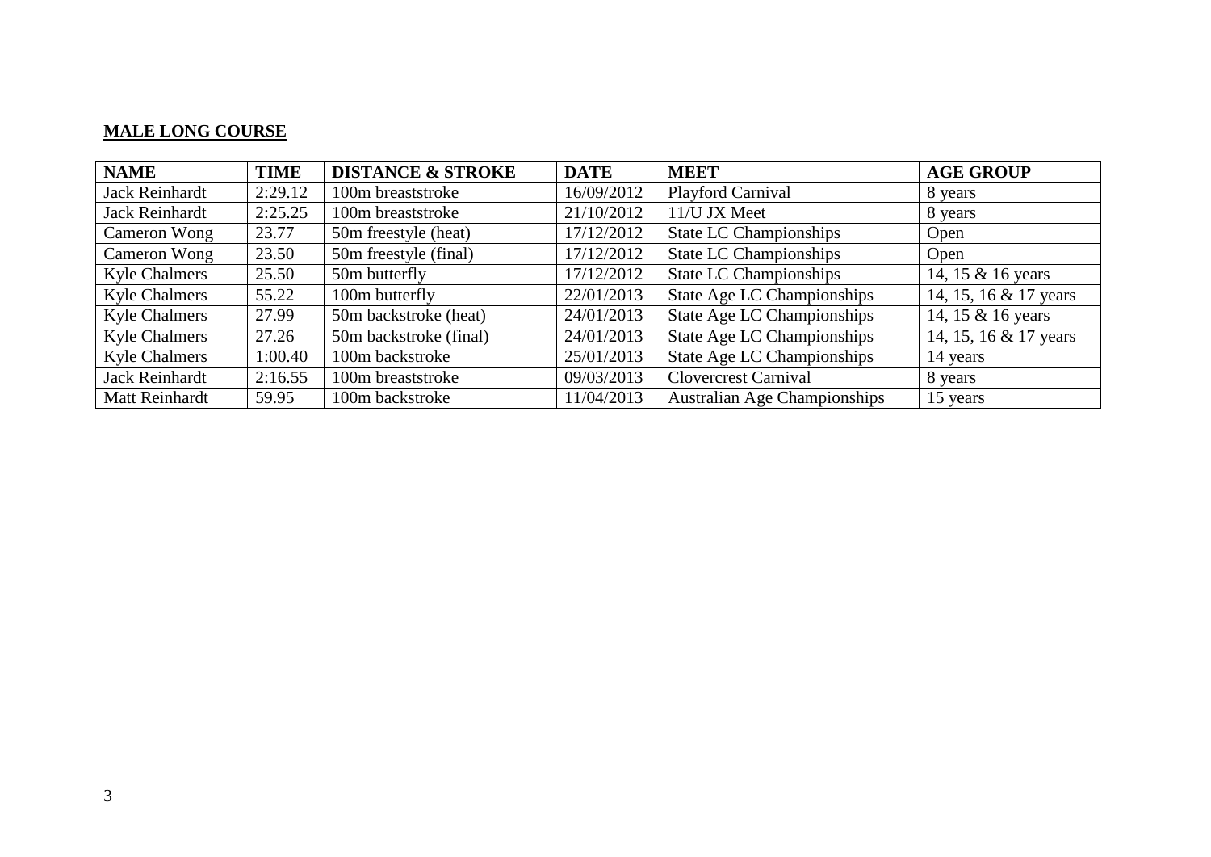**MALE LONG COURSE**

| NAME | TIME | DISTANCE & STROKE | DATE | MEET | AGE GROUP |
|---|---|---|---|---|---|
| Jack Reinhardt | 2:29.12 | 100m breaststroke | 16/09/2012 | Playford Carnival | 8 years |
| Jack Reinhardt | 2:25.25 | 100m breaststroke | 21/10/2012 | 11/U JX Meet | 8 years |
| Cameron Wong | 23.77 | 50m freestyle (heat) | 17/12/2012 | State LC Championships | Open |
| Cameron Wong | 23.50 | 50m freestyle (final) | 17/12/2012 | State LC Championships | Open |
| Kyle Chalmers | 25.50 | 50m butterfly | 17/12/2012 | State LC Championships | 14, 15 & 16 years |
| Kyle Chalmers | 55.22 | 100m butterfly | 22/01/2013 | State Age LC Championships | 14, 15, 16 & 17 years |
| Kyle Chalmers | 27.99 | 50m backstroke (heat) | 24/01/2013 | State Age LC Championships | 14, 15 & 16 years |
| Kyle Chalmers | 27.26 | 50m backstroke (final) | 24/01/2013 | State Age LC Championships | 14, 15, 16 & 17 years |
| Kyle Chalmers | 1:00.40 | 100m backstroke | 25/01/2013 | State Age LC Championships | 14 years |
| Jack Reinhardt | 2:16.55 | 100m breaststroke | 09/03/2013 | Clovercrest Carnival | 8 years |
| Matt Reinhardt | 59.95 | 100m backstroke | 11/04/2013 | Australian Age Championships | 15 years |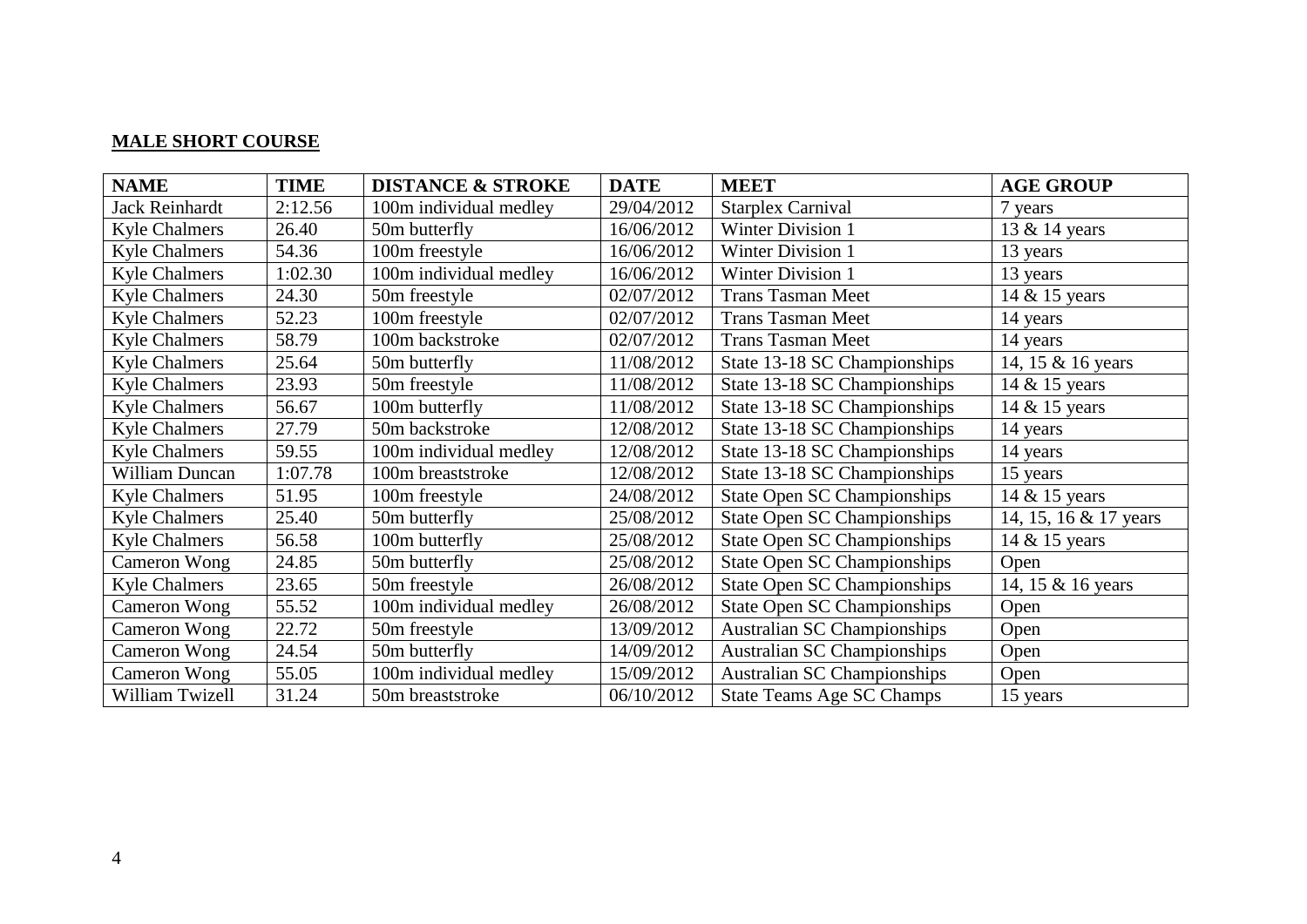**MALE SHORT COURSE**

| NAME | TIME | DISTANCE & STROKE | DATE | MEET | AGE GROUP |
|---|---|---|---|---|---|
| Jack Reinhardt | 2:12.56 | 100m individual medley | 29/04/2012 | Starplex Carnival | 7 years |
| Kyle Chalmers | 26.40 | 50m butterfly | 16/06/2012 | Winter Division 1 | 13 & 14 years |
| Kyle Chalmers | 54.36 | 100m freestyle | 16/06/2012 | Winter Division 1 | 13 years |
| Kyle Chalmers | 1:02.30 | 100m individual medley | 16/06/2012 | Winter Division 1 | 13 years |
| Kyle Chalmers | 24.30 | 50m freestyle | 02/07/2012 | Trans Tasman Meet | 14 & 15 years |
| Kyle Chalmers | 52.23 | 100m freestyle | 02/07/2012 | Trans Tasman Meet | 14 years |
| Kyle Chalmers | 58.79 | 100m backstroke | 02/07/2012 | Trans Tasman Meet | 14 years |
| Kyle Chalmers | 25.64 | 50m butterfly | 11/08/2012 | State 13-18 SC Championships | 14, 15 & 16 years |
| Kyle Chalmers | 23.93 | 50m freestyle | 11/08/2012 | State 13-18 SC Championships | 14 & 15 years |
| Kyle Chalmers | 56.67 | 100m butterfly | 11/08/2012 | State 13-18 SC Championships | 14 & 15 years |
| Kyle Chalmers | 27.79 | 50m backstroke | 12/08/2012 | State 13-18 SC Championships | 14 years |
| Kyle Chalmers | 59.55 | 100m individual medley | 12/08/2012 | State 13-18 SC Championships | 14 years |
| William Duncan | 1:07.78 | 100m breaststroke | 12/08/2012 | State 13-18 SC Championships | 15 years |
| Kyle Chalmers | 51.95 | 100m freestyle | 24/08/2012 | State Open SC Championships | 14 & 15 years |
| Kyle Chalmers | 25.40 | 50m butterfly | 25/08/2012 | State Open SC Championships | 14, 15, 16 & 17 years |
| Kyle Chalmers | 56.58 | 100m butterfly | 25/08/2012 | State Open SC Championships | 14 & 15 years |
| Cameron Wong | 24.85 | 50m butterfly | 25/08/2012 | State Open SC Championships | Open |
| Kyle Chalmers | 23.65 | 50m freestyle | 26/08/2012 | State Open SC Championships | 14, 15 & 16 years |
| Cameron Wong | 55.52 | 100m individual medley | 26/08/2012 | State Open SC Championships | Open |
| Cameron Wong | 22.72 | 50m freestyle | 13/09/2012 | Australian SC Championships | Open |
| Cameron Wong | 24.54 | 50m butterfly | 14/09/2012 | Australian SC Championships | Open |
| Cameron Wong | 55.05 | 100m individual medley | 15/09/2012 | Australian SC Championships | Open |
| William Twizell | 31.24 | 50m breaststroke | 06/10/2012 | State Teams Age SC Champs | 15 years |